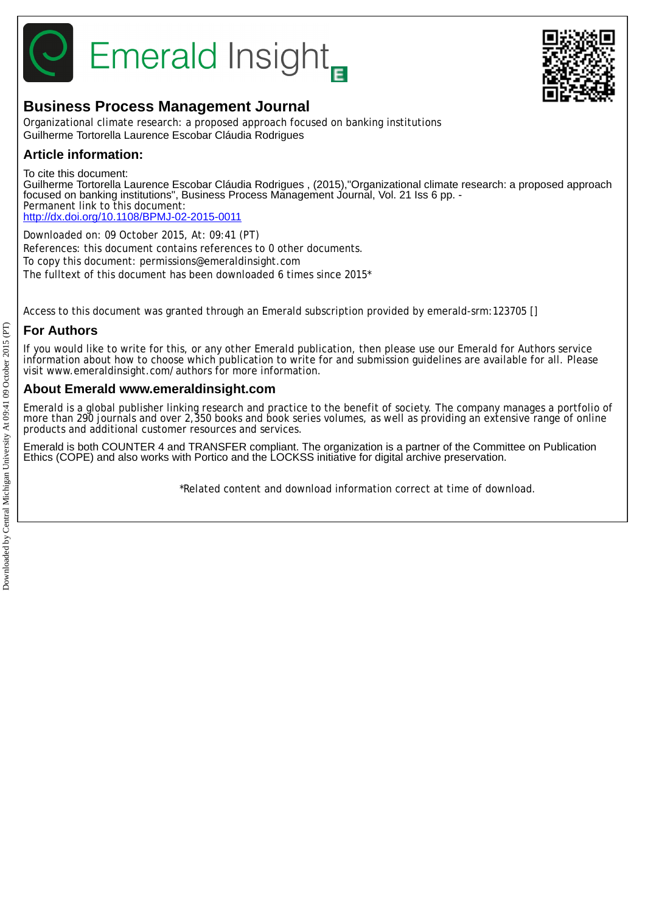# Emerald Insight

## Business Process Management Journal

Organizational climate research: a proposed approach focused on banking institutions
Guilherme Tortorella Laurence Escobar Cláudia Rodrigues

## Article information:

To cite this document:
Guilherme Tortorella Laurence Escobar Cláudia Rodrigues , (2015),"Organizational climate research: a proposed approach focused on banking institutions", Business Process Management Journal, Vol. 21 Iss 6 pp. -
Permanent link to this document:
http://dx.doi.org/10.1108/BPMJ-02-2015-0011

Downloaded on: 09 October 2015, At: 09:41 (PT)
References: this document contains references to 0 other documents.
To copy this document: permissions@emeraldinsight.com
The fulltext of this document has been downloaded 6 times since 2015*

Access to this document was granted through an Emerald subscription provided by emerald-srm:123705 []

## For Authors

If you would like to write for this, or any other Emerald publication, then please use our Emerald for Authors service information about how to choose which publication to write for and submission guidelines are available for all. Please visit www.emeraldinsight.com/authors for more information.

## About Emerald www.emeraldinsight.com

Emerald is a global publisher linking research and practice to the benefit of society. The company manages a portfolio of more than 290 journals and over 2,350 books and book series volumes, as well as providing an extensive range of online products and additional customer resources and services.

Emerald is both COUNTER 4 and TRANSFER compliant. The organization is a partner of the Committee on Publication Ethics (COPE) and also works with Portico and the LOCKSS initiative for digital archive preservation.

*Related content and download information correct at time of download.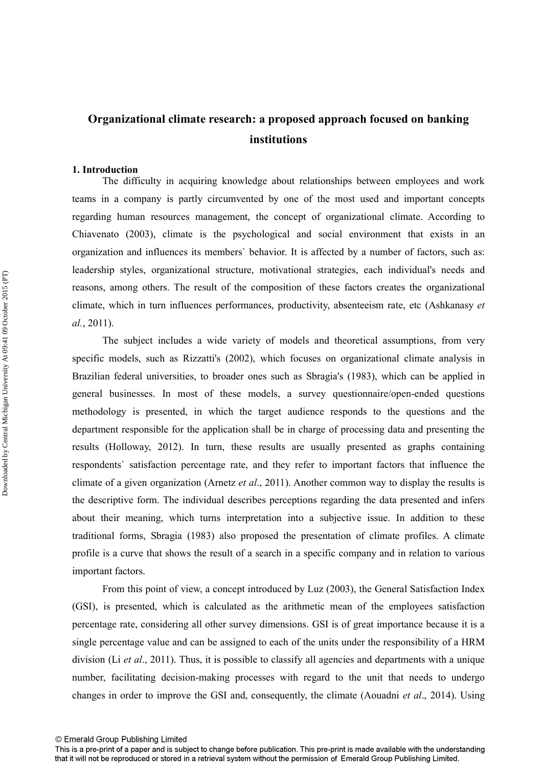# Organizational climate research: a proposed approach focused on banking institutions

## 1. Introduction

The difficulty in acquiring knowledge about relationships between employees and work teams in a company is partly circumvented by one of the most used and important concepts regarding human resources management, the concept of organizational climate. According to Chiavenato (2003), climate is the psychological and social environment that exists in an organization and influences its members` behavior. It is affected by a number of factors, such as: leadership styles, organizational structure, motivational strategies, each individual's needs and reasons, among others. The result of the composition of these factors creates the organizational climate, which in turn influences performances, productivity, absenteeism rate, etc (Ashkanasy *et al.*, 2011).

The subject includes a wide variety of models and theoretical assumptions, from very specific models, such as Rizzatti's (2002), which focuses on organizational climate analysis in Brazilian federal universities, to broader ones such as Sbragia's (1983), which can be applied in general businesses. In most of these models, a survey questionnaire/open-ended questions methodology is presented, in which the target audience responds to the questions and the department responsible for the application shall be in charge of processing data and presenting the results (Holloway, 2012). In turn, these results are usually presented as graphs containing respondents` satisfaction percentage rate, and they refer to important factors that influence the climate of a given organization (Arnetz *et al*., 2011). Another common way to display the results is the descriptive form. The individual describes perceptions regarding the data presented and infers about their meaning, which turns interpretation into a subjective issue. In addition to these traditional forms, Sbragia (1983) also proposed the presentation of climate profiles. A climate profile is a curve that shows the result of a search in a specific company and in relation to various important factors.

From this point of view, a concept introduced by Luz (2003), the General Satisfaction Index (GSI), is presented, which is calculated as the arithmetic mean of the employees satisfaction percentage rate, considering all other survey dimensions. GSI is of great importance because it is a single percentage value and can be assigned to each of the units under the responsibility of a HRM division (Li *et al*., 2011). Thus, it is possible to classify all agencies and departments with a unique number, facilitating decision-making processes with regard to the unit that needs to undergo changes in order to improve the GSI and, consequently, the climate (Aouadni *et al*., 2014). Using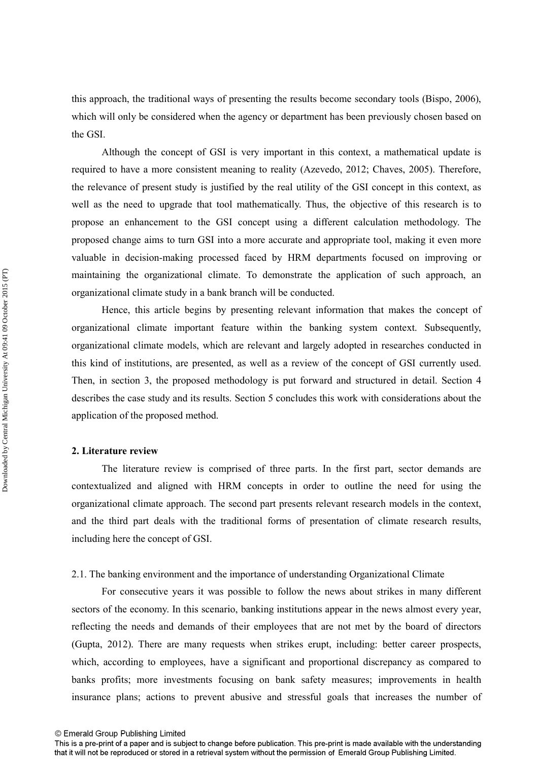this approach, the traditional ways of presenting the results become secondary tools (Bispo, 2006), which will only be considered when the agency or department has been previously chosen based on the GSI.

Although the concept of GSI is very important in this context, a mathematical update is required to have a more consistent meaning to reality (Azevedo, 2012; Chaves, 2005). Therefore, the relevance of present study is justified by the real utility of the GSI concept in this context, as well as the need to upgrade that tool mathematically. Thus, the objective of this research is to propose an enhancement to the GSI concept using a different calculation methodology. The proposed change aims to turn GSI into a more accurate and appropriate tool, making it even more valuable in decision-making processed faced by HRM departments focused on improving or maintaining the organizational climate. To demonstrate the application of such approach, an organizational climate study in a bank branch will be conducted.

Hence, this article begins by presenting relevant information that makes the concept of organizational climate important feature within the banking system context. Subsequently, organizational climate models, which are relevant and largely adopted in researches conducted in this kind of institutions, are presented, as well as a review of the concept of GSI currently used. Then, in section 3, the proposed methodology is put forward and structured in detail. Section 4 describes the case study and its results. Section 5 concludes this work with considerations about the application of the proposed method.

## 2. Literature review

The literature review is comprised of three parts. In the first part, sector demands are contextualized and aligned with HRM concepts in order to outline the need for using the organizational climate approach. The second part presents relevant research models in the context, and the third part deals with the traditional forms of presentation of climate research results, including here the concept of GSI.

### 2.1. The banking environment and the importance of understanding Organizational Climate

For consecutive years it was possible to follow the news about strikes in many different sectors of the economy. In this scenario, banking institutions appear in the news almost every year, reflecting the needs and demands of their employees that are not met by the board of directors (Gupta, 2012). There are many requests when strikes erupt, including: better career prospects, which, according to employees, have a significant and proportional discrepancy as compared to banks profits; more investments focusing on bank safety measures; improvements in health insurance plans; actions to prevent abusive and stressful goals that increases the number of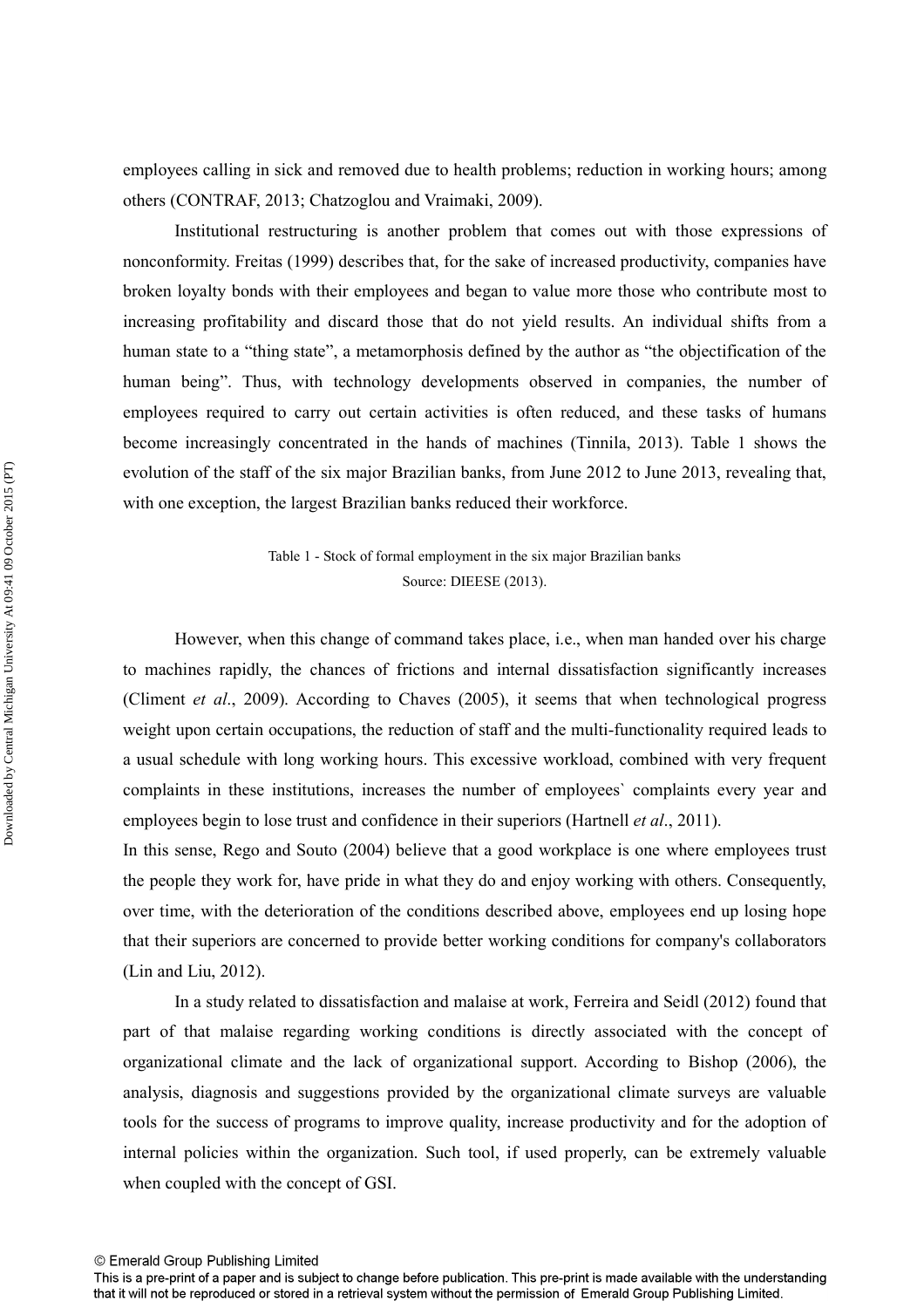employees calling in sick and removed due to health problems; reduction in working hours; among others (CONTRAF, 2013; Chatzoglou and Vraimaki, 2009).

Institutional restructuring is another problem that comes out with those expressions of nonconformity. Freitas (1999) describes that, for the sake of increased productivity, companies have broken loyalty bonds with their employees and began to value more those who contribute most to increasing profitability and discard those that do not yield results. An individual shifts from a human state to a "thing state", a metamorphosis defined by the author as "the objectification of the human being". Thus, with technology developments observed in companies, the number of employees required to carry out certain activities is often reduced, and these tasks of humans become increasingly concentrated in the hands of machines (Tinnila, 2013). Table 1 shows the evolution of the staff of the six major Brazilian banks, from June 2012 to June 2013, revealing that, with one exception, the largest Brazilian banks reduced their workforce.

Table 1 - Stock of formal employment in the six major Brazilian banks
Source: DIEESE (2013).

However, when this change of command takes place, i.e., when man handed over his charge to machines rapidly, the chances of frictions and internal dissatisfaction significantly increases (Climent *et al*., 2009). According to Chaves (2005), it seems that when technological progress weight upon certain occupations, the reduction of staff and the multi-functionality required leads to a usual schedule with long working hours. This excessive workload, combined with very frequent complaints in these institutions, increases the number of employees` complaints every year and employees begin to lose trust and confidence in their superiors (Hartnell *et al*., 2011).

In this sense, Rego and Souto (2004) believe that a good workplace is one where employees trust the people they work for, have pride in what they do and enjoy working with others. Consequently, over time, with the deterioration of the conditions described above, employees end up losing hope that their superiors are concerned to provide better working conditions for company's collaborators (Lin and Liu, 2012).

In a study related to dissatisfaction and malaise at work, Ferreira and Seidl (2012) found that part of that malaise regarding working conditions is directly associated with the concept of organizational climate and the lack of organizational support. According to Bishop (2006), the analysis, diagnosis and suggestions provided by the organizational climate surveys are valuable tools for the success of programs to improve quality, increase productivity and for the adoption of internal policies within the organization. Such tool, if used properly, can be extremely valuable when coupled with the concept of GSI.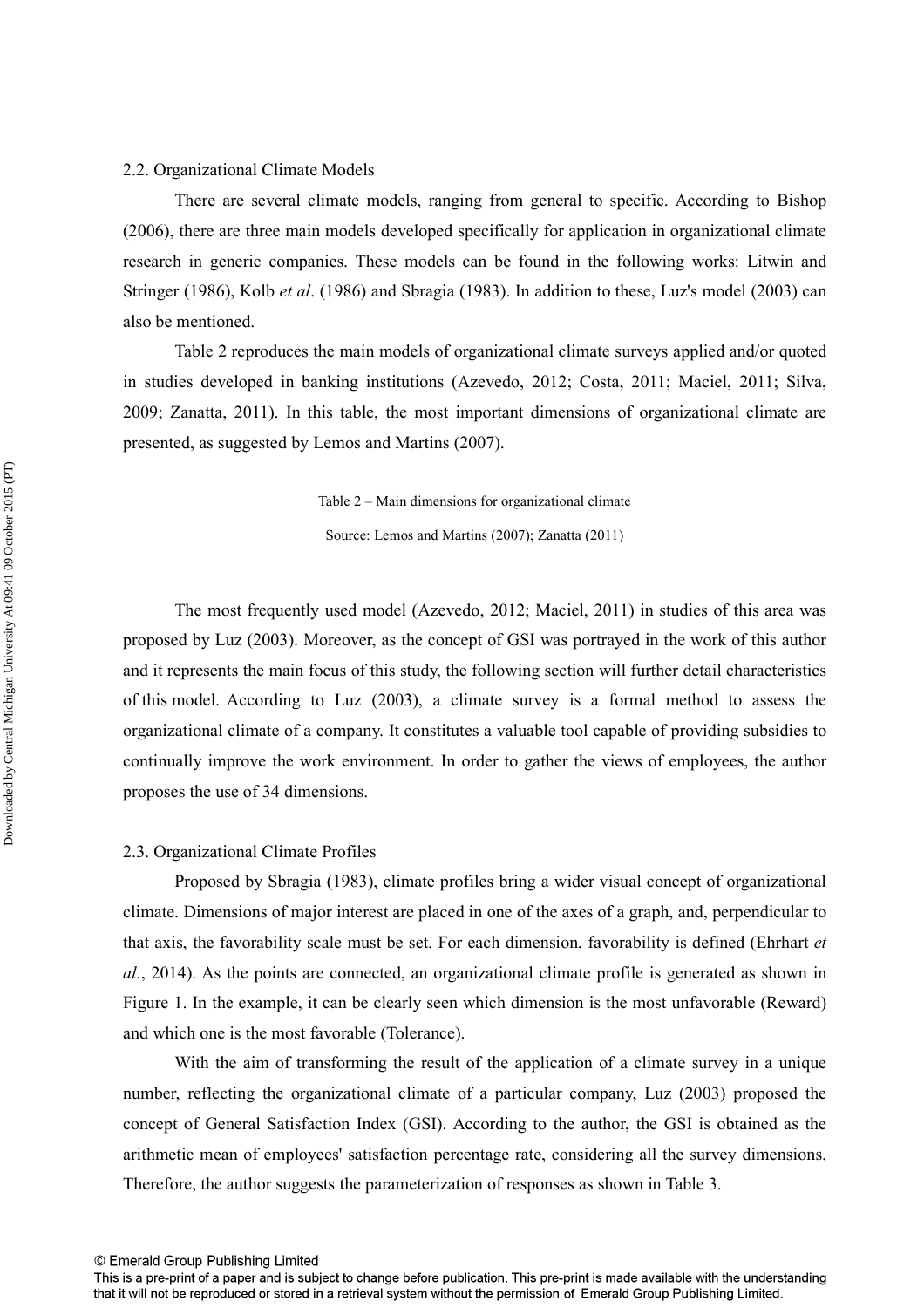## 2.2. Organizational Climate Models

There are several climate models, ranging from general to specific. According to Bishop (2006), there are three main models developed specifically for application in organizational climate research in generic companies. These models can be found in the following works: Litwin and Stringer (1986), Kolb *et al*. (1986) and Sbragia (1983). In addition to these, Luz's model (2003) can also be mentioned.

Table 2 reproduces the main models of organizational climate surveys applied and/or quoted in studies developed in banking institutions (Azevedo, 2012; Costa, 2011; Maciel, 2011; Silva, 2009; Zanatta, 2011). In this table, the most important dimensions of organizational climate are presented, as suggested by Lemos and Martins (2007).

Table 2 – Main dimensions for organizational climate

Source: Lemos and Martins (2007); Zanatta (2011)

The most frequently used model (Azevedo, 2012; Maciel, 2011) in studies of this area was proposed by Luz (2003). Moreover, as the concept of GSI was portrayed in the work of this author and it represents the main focus of this study, the following section will further detail characteristics of this model. According to Luz (2003), a climate survey is a formal method to assess the organizational climate of a company. It constitutes a valuable tool capable of providing subsidies to continually improve the work environment. In order to gather the views of employees, the author proposes the use of 34 dimensions.

## 2.3. Organizational Climate Profiles

Proposed by Sbragia (1983), climate profiles bring a wider visual concept of organizational climate. Dimensions of major interest are placed in one of the axes of a graph, and, perpendicular to that axis, the favorability scale must be set. For each dimension, favorability is defined (Ehrhart *et al*., 2014). As the points are connected, an organizational climate profile is generated as shown in Figure 1. In the example, it can be clearly seen which dimension is the most unfavorable (Reward) and which one is the most favorable (Tolerance).

With the aim of transforming the result of the application of a climate survey in a unique number, reflecting the organizational climate of a particular company, Luz (2003) proposed the concept of General Satisfaction Index (GSI). According to the author, the GSI is obtained as the arithmetic mean of employees' satisfaction percentage rate, considering all the survey dimensions. Therefore, the author suggests the parameterization of responses as shown in Table 3.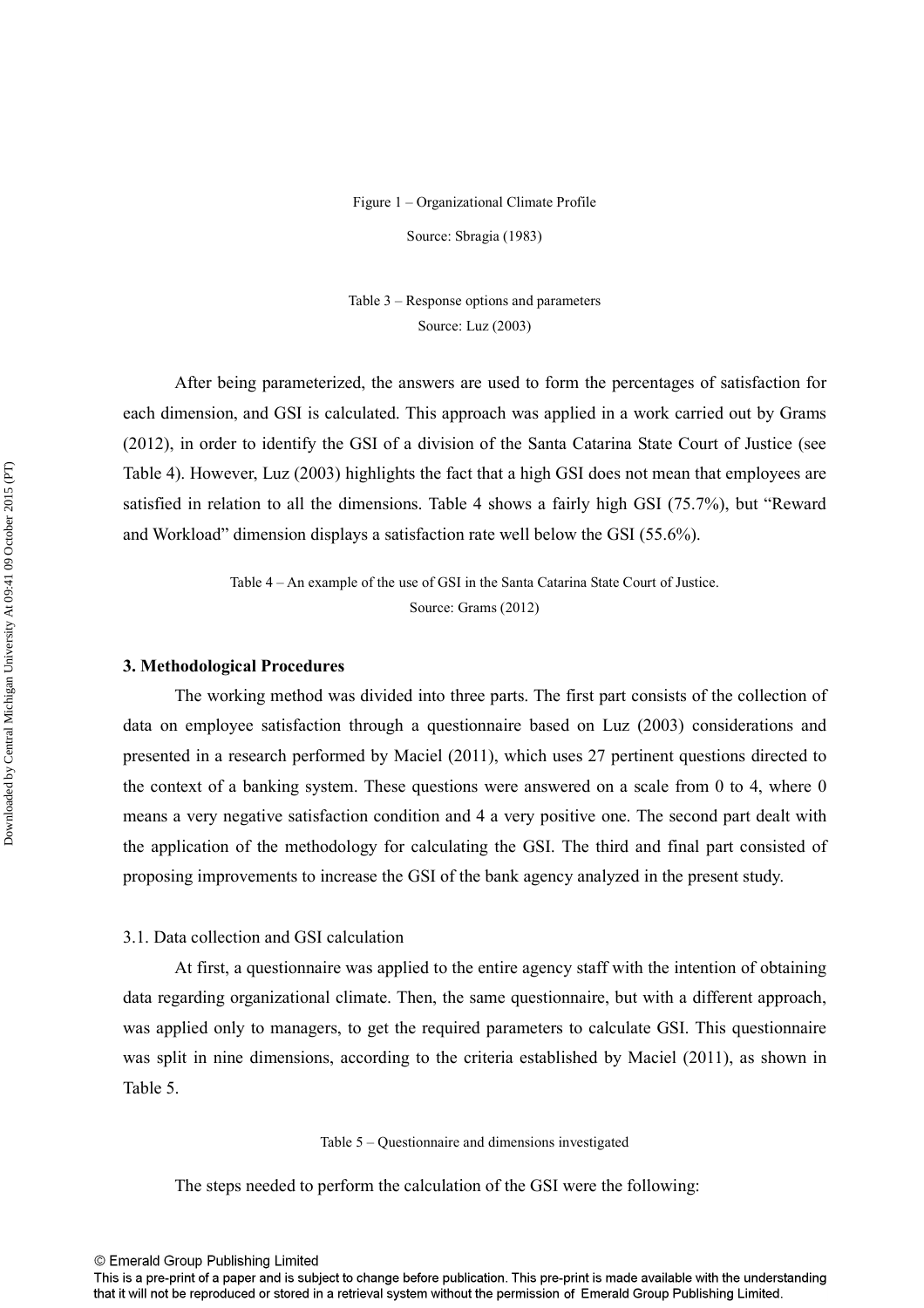Figure 1 – Organizational Climate Profile

Source: Sbragia (1983)

Table 3 – Response options and parameters

Source: Luz (2003)

After being parameterized, the answers are used to form the percentages of satisfaction for each dimension, and GSI is calculated. This approach was applied in a work carried out by Grams (2012), in order to identify the GSI of a division of the Santa Catarina State Court of Justice (see Table 4). However, Luz (2003) highlights the fact that a high GSI does not mean that employees are satisfied in relation to all the dimensions. Table 4 shows a fairly high GSI (75.7%), but "Reward and Workload" dimension displays a satisfaction rate well below the GSI (55.6%).

Table 4 – An example of the use of GSI in the Santa Catarina State Court of Justice.

Source: Grams (2012)

### 3. Methodological Procedures

The working method was divided into three parts. The first part consists of the collection of data on employee satisfaction through a questionnaire based on Luz (2003) considerations and presented in a research performed by Maciel (2011), which uses 27 pertinent questions directed to the context of a banking system. These questions were answered on a scale from 0 to 4, where 0 means a very negative satisfaction condition and 4 a very positive one. The second part dealt with the application of the methodology for calculating the GSI. The third and final part consisted of proposing improvements to increase the GSI of the bank agency analyzed in the present study.

#### 3.1. Data collection and GSI calculation

At first, a questionnaire was applied to the entire agency staff with the intention of obtaining data regarding organizational climate. Then, the same questionnaire, but with a different approach, was applied only to managers, to get the required parameters to calculate GSI. This questionnaire was split in nine dimensions, according to the criteria established by Maciel (2011), as shown in Table 5.

Table 5 – Questionnaire and dimensions investigated

The steps needed to perform the calculation of the GSI were the following: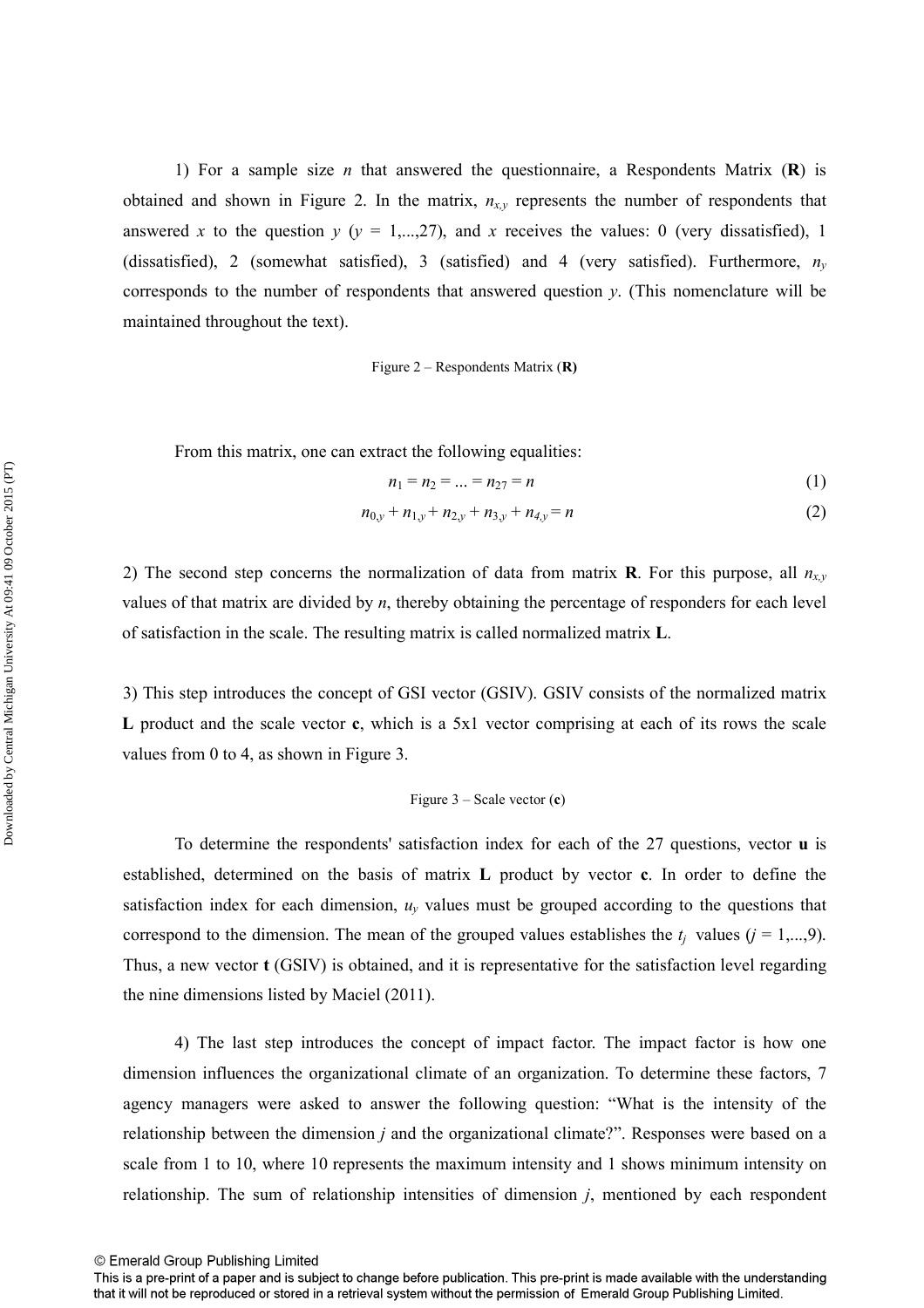1) For a sample size $n$ that answered the questionnaire, a Respondents Matrix (**R**) is obtained and shown in Figure 2. In the matrix, $n_{x,y}$ represents the number of respondents that answered $x$ to the question $y$ ($y$ = 1,...,27), and $x$ receives the values: 0 (very dissatisfied), 1 (dissatisfied), 2 (somewhat satisfied), 3 (satisfied) and 4 (very satisfied). Furthermore, $n_y$ corresponds to the number of respondents that answered question $y$. (This nomenclature will be maintained throughout the text).

Figure 2 – Respondents Matrix (**R**)

From this matrix, one can extract the following equalities:

$$n_1 = n_2 = ... = n_{27} = n \tag{1}$$

$$n_{0,y} + n_{1,y} + n_{2,y} + n_{3,y} + n_{4,y} = n \tag{2}$$

2) The second step concerns the normalization of data from matrix **R**. For this purpose, all $n_{x,y}$ values of that matrix are divided by $n$, thereby obtaining the percentage of responders for each level of satisfaction in the scale. The resulting matrix is called normalized matrix **L**.

3) This step introduces the concept of GSI vector (GSIV). GSIV consists of the normalized matrix **L** product and the scale vector **c**, which is a 5x1 vector comprising at each of its rows the scale values from 0 to 4, as shown in Figure 3.

Figure 3 – Scale vector (**c**)

To determine the respondents' satisfaction index for each of the 27 questions, vector **u** is established, determined on the basis of matrix **L** product by vector **c**. In order to define the satisfaction index for each dimension, $u_y$ values must be grouped according to the questions that correspond to the dimension. The mean of the grouped values establishes the $t_j$ values ($j$ = 1,...,9). Thus, a new vector **t** (GSIV) is obtained, and it is representative for the satisfaction level regarding the nine dimensions listed by Maciel (2011).

4) The last step introduces the concept of impact factor. The impact factor is how one dimension influences the organizational climate of an organization. To determine these factors, 7 agency managers were asked to answer the following question: "What is the intensity of the relationship between the dimension $j$ and the organizational climate?". Responses were based on a scale from 1 to 10, where 10 represents the maximum intensity and 1 shows minimum intensity on relationship. The sum of relationship intensities of dimension $j$, mentioned by each respondent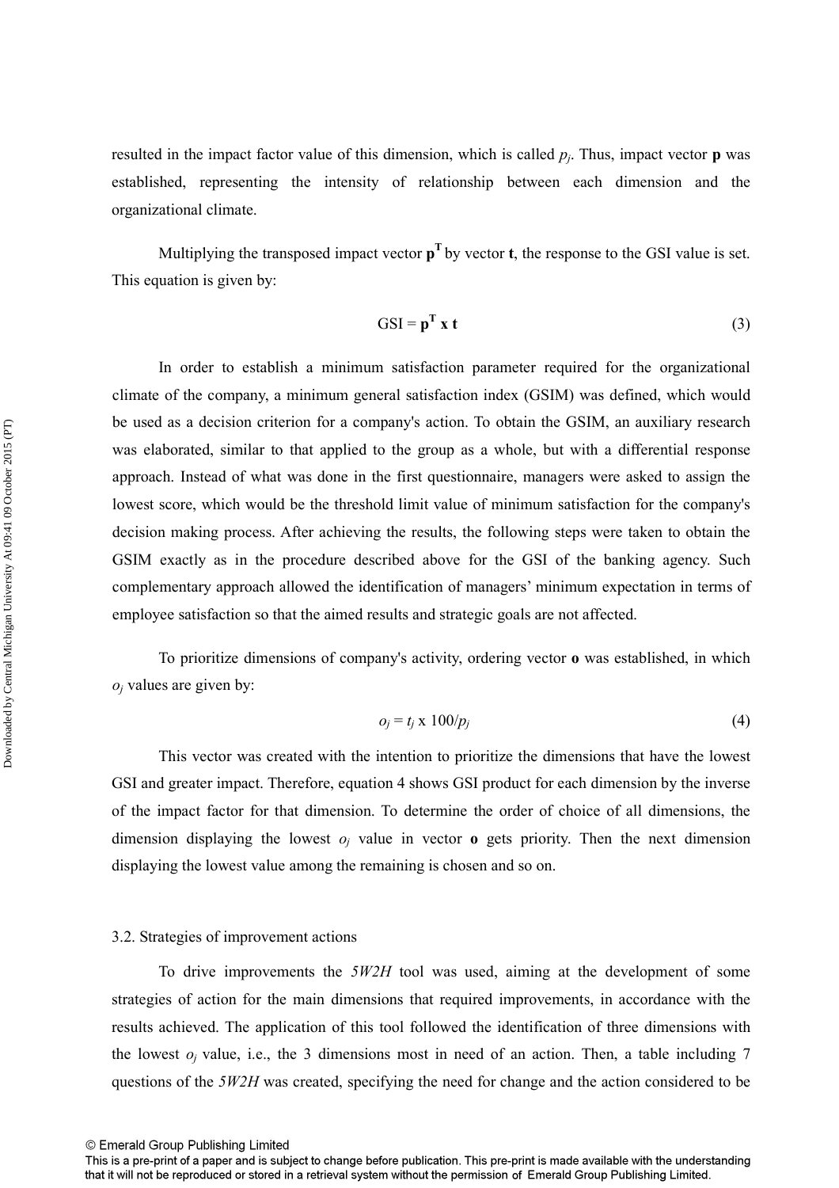resulted in the impact factor value of this dimension, which is called $p_j$. Thus, impact vector **p** was established, representing the intensity of relationship between each dimension and the organizational climate.

Multiplying the transposed impact vector $\mathbf{p}^T$ by vector **t**, the response to the GSI value is set. This equation is given by:

$$\text{GSI} = \mathbf{p}^T \times \mathbf{t} \tag{3}$$

In order to establish a minimum satisfaction parameter required for the organizational climate of the company, a minimum general satisfaction index (GSIM) was defined, which would be used as a decision criterion for a company's action. To obtain the GSIM, an auxiliary research was elaborated, similar to that applied to the group as a whole, but with a differential response approach. Instead of what was done in the first questionnaire, managers were asked to assign the lowest score, which would be the threshold limit value of minimum satisfaction for the company's decision making process. After achieving the results, the following steps were taken to obtain the GSIM exactly as in the procedure described above for the GSI of the banking agency. Such complementary approach allowed the identification of managers' minimum expectation in terms of employee satisfaction so that the aimed results and strategic goals are not affected.

To prioritize dimensions of company's activity, ordering vector **o** was established, in which $o_j$ values are given by:

$$o_j = t_j \times 100/p_j \tag{4}$$

This vector was created with the intention to prioritize the dimensions that have the lowest GSI and greater impact. Therefore, equation 4 shows GSI product for each dimension by the inverse of the impact factor for that dimension. To determine the order of choice of all dimensions, the dimension displaying the lowest $o_j$ value in vector **o** gets priority. Then the next dimension displaying the lowest value among the remaining is chosen and so on.

### 3.2. Strategies of improvement actions

To drive improvements the *5W2H* tool was used, aiming at the development of some strategies of action for the main dimensions that required improvements, in accordance with the results achieved. The application of this tool followed the identification of three dimensions with the lowest $o_j$ value, i.e., the 3 dimensions most in need of an action. Then, a table including 7 questions of the *5W2H* was created, specifying the need for change and the action considered to be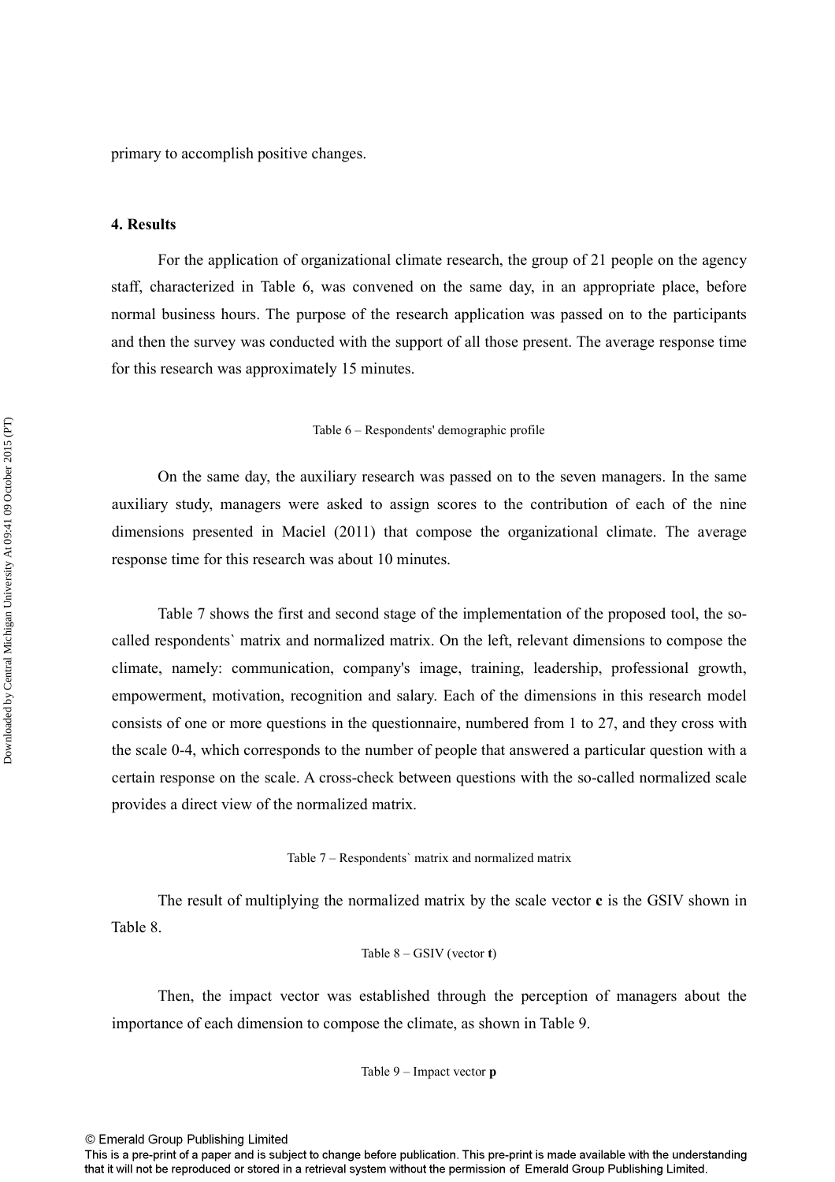primary to accomplish positive changes.

## 4. Results

For the application of organizational climate research, the group of 21 people on the agency staff, characterized in Table 6, was convened on the same day, in an appropriate place, before normal business hours. The purpose of the research application was passed on to the participants and then the survey was conducted with the support of all those present. The average response time for this research was approximately 15 minutes.

Table 6 – Respondents' demographic profile

On the same day, the auxiliary research was passed on to the seven managers. In the same auxiliary study, managers were asked to assign scores to the contribution of each of the nine dimensions presented in Maciel (2011) that compose the organizational climate. The average response time for this research was about 10 minutes.

Table 7 shows the first and second stage of the implementation of the proposed tool, the so-called respondents` matrix and normalized matrix. On the left, relevant dimensions to compose the climate, namely: communication, company's image, training, leadership, professional growth, empowerment, motivation, recognition and salary. Each of the dimensions in this research model consists of one or more questions in the questionnaire, numbered from 1 to 27, and they cross with the scale 0-4, which corresponds to the number of people that answered a particular question with a certain response on the scale. A cross-check between questions with the so-called normalized scale provides a direct view of the normalized matrix.

Table 7 – Respondents` matrix and normalized matrix

The result of multiplying the normalized matrix by the scale vector **c** is the GSIV shown in Table 8.

Table 8 – GSIV (vector **t**)

Then, the impact vector was established through the perception of managers about the importance of each dimension to compose the climate, as shown in Table 9.

Table 9 – Impact vector **p**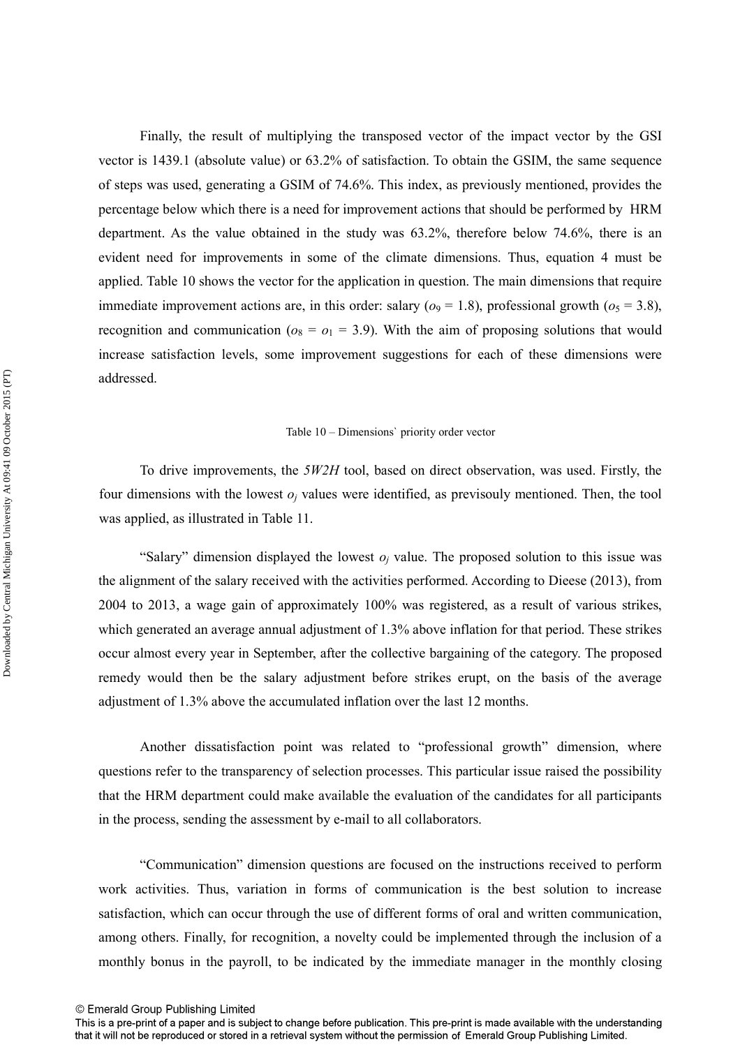Finally, the result of multiplying the transposed vector of the impact vector by the GSI vector is 1439.1 (absolute value) or 63.2% of satisfaction. To obtain the GSIM, the same sequence of steps was used, generating a GSIM of 74.6%. This index, as previously mentioned, provides the percentage below which there is a need for improvement actions that should be performed by HRM department. As the value obtained in the study was 63.2%, therefore below 74.6%, there is an evident need for improvements in some of the climate dimensions. Thus, equation 4 must be applied. Table 10 shows the vector for the application in question. The main dimensions that require immediate improvement actions are, in this order: salary ($o_9$ = 1.8), professional growth ($o_5$ = 3.8), recognition and communication ($o_8$ = $o_1$ = 3.9). With the aim of proposing solutions that would increase satisfaction levels, some improvement suggestions for each of these dimensions were addressed.

Table 10 – Dimensions` priority order vector

To drive improvements, the *5W2H* tool, based on direct observation, was used. Firstly, the four dimensions with the lowest $o_j$ values were identified, as previsouly mentioned. Then, the tool was applied, as illustrated in Table 11.

"Salary" dimension displayed the lowest $o_j$ value. The proposed solution to this issue was the alignment of the salary received with the activities performed. According to Dieese (2013), from 2004 to 2013, a wage gain of approximately 100% was registered, as a result of various strikes, which generated an average annual adjustment of 1.3% above inflation for that period. These strikes occur almost every year in September, after the collective bargaining of the category. The proposed remedy would then be the salary adjustment before strikes erupt, on the basis of the average adjustment of 1.3% above the accumulated inflation over the last 12 months.

Another dissatisfaction point was related to "professional growth" dimension, where questions refer to the transparency of selection processes. This particular issue raised the possibility that the HRM department could make available the evaluation of the candidates for all participants in the process, sending the assessment by e-mail to all collaborators.

"Communication" dimension questions are focused on the instructions received to perform work activities. Thus, variation in forms of communication is the best solution to increase satisfaction, which can occur through the use of different forms of oral and written communication, among others. Finally, for recognition, a novelty could be implemented through the inclusion of a monthly bonus in the payroll, to be indicated by the immediate manager in the monthly closing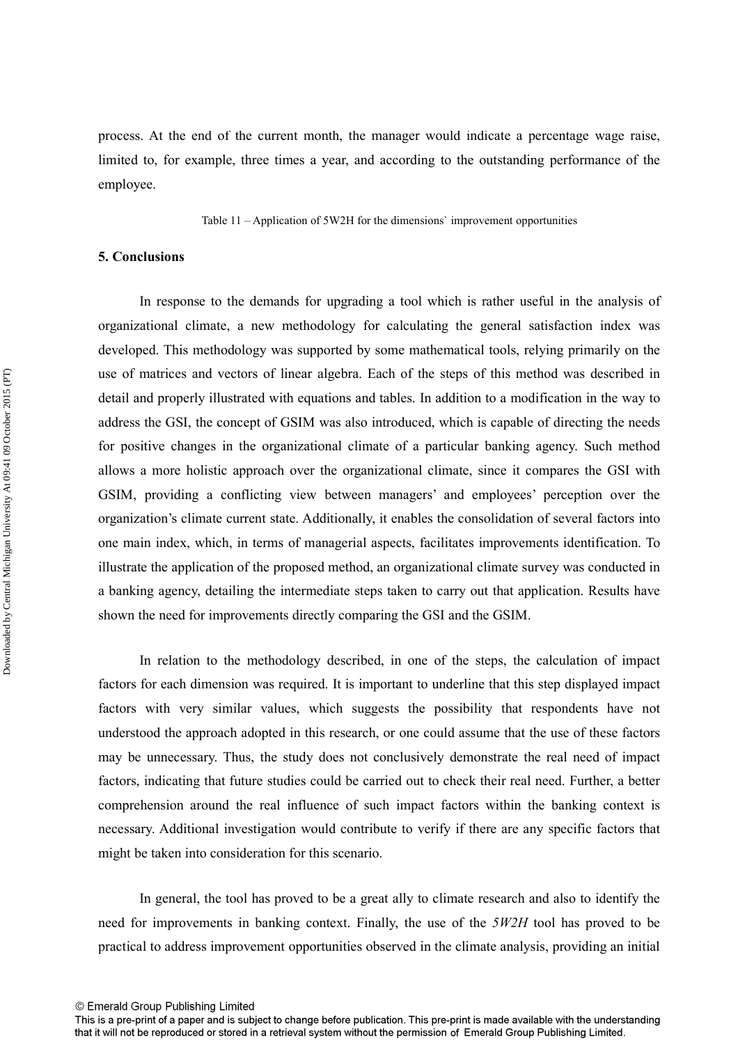process. At the end of the current month, the manager would indicate a percentage wage raise, limited to, for example, three times a year, and according to the outstanding performance of the employee.

Table 11 – Application of 5W2H for the dimensions` improvement opportunities

## 5. Conclusions

In response to the demands for upgrading a tool which is rather useful in the analysis of organizational climate, a new methodology for calculating the general satisfaction index was developed. This methodology was supported by some mathematical tools, relying primarily on the use of matrices and vectors of linear algebra. Each of the steps of this method was described in detail and properly illustrated with equations and tables. In addition to a modification in the way to address the GSI, the concept of GSIM was also introduced, which is capable of directing the needs for positive changes in the organizational climate of a particular banking agency. Such method allows a more holistic approach over the organizational climate, since it compares the GSI with GSIM, providing a conflicting view between managers' and employees' perception over the organization's climate current state. Additionally, it enables the consolidation of several factors into one main index, which, in terms of managerial aspects, facilitates improvements identification. To illustrate the application of the proposed method, an organizational climate survey was conducted in a banking agency, detailing the intermediate steps taken to carry out that application. Results have shown the need for improvements directly comparing the GSI and the GSIM.

In relation to the methodology described, in one of the steps, the calculation of impact factors for each dimension was required. It is important to underline that this step displayed impact factors with very similar values, which suggests the possibility that respondents have not understood the approach adopted in this research, or one could assume that the use of these factors may be unnecessary. Thus, the study does not conclusively demonstrate the real need of impact factors, indicating that future studies could be carried out to check their real need. Further, a better comprehension around the real influence of such impact factors within the banking context is necessary. Additional investigation would contribute to verify if there are any specific factors that might be taken into consideration for this scenario.

In general, the tool has proved to be a great ally to climate research and also to identify the need for improvements in banking context. Finally, the use of the *5W2H* tool has proved to be practical to address improvement opportunities observed in the climate analysis, providing an initial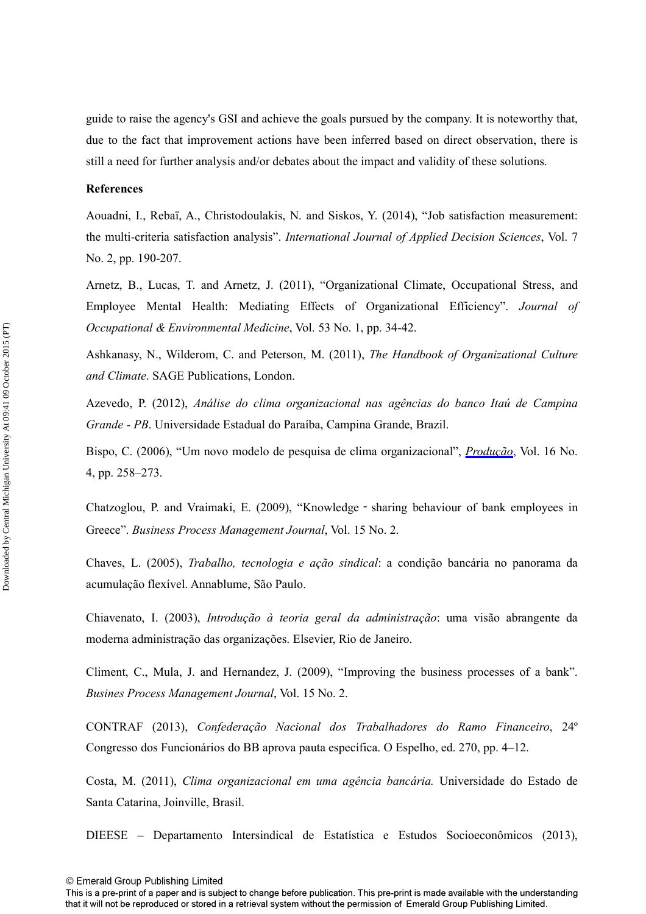guide to raise the agency's GSI and achieve the goals pursued by the company. It is noteworthy that, due to the fact that improvement actions have been inferred based on direct observation, there is still a need for further analysis and/or debates about the impact and validity of these solutions.

**References**

Aouadni, I., Rebaï, A., Christodoulakis, N. and Siskos, Y. (2014), "Job satisfaction measurement: the multi-criteria satisfaction analysis". *International Journal of Applied Decision Sciences*, Vol. 7 No. 2, pp. 190-207.

Arnetz, B., Lucas, T. and Arnetz, J. (2011), "Organizational Climate, Occupational Stress, and Employee Mental Health: Mediating Effects of Organizational Efficiency". *Journal of Occupational & Environmental Medicine*, Vol. 53 No. 1, pp. 34-42.

Ashkanasy, N., Wilderom, C. and Peterson, M. (2011), *The Handbook of Organizational Culture and Climate*. SAGE Publications, London.

Azevedo, P. (2012), *Análise do clima organizacional nas agências do banco Itaú de Campina Grande - PB*. Universidade Estadual do Paraíba, Campina Grande, Brazil.

Bispo, C. (2006), "Um novo modelo de pesquisa de clima organizacional", *Produção*, Vol. 16 No. 4, pp. 258–273.

Chatzoglou, P. and Vraimaki, E. (2009), "Knowledge ‐ sharing behaviour of bank employees in Greece". *Business Process Management Journal*, Vol. 15 No. 2.

Chaves, L. (2005), *Trabalho, tecnologia e ação sindical*: a condição bancária no panorama da acumulação flexível. Annablume, São Paulo.

Chiavenato, I. (2003), *Introdução à teoria geral da administração*: uma visão abrangente da moderna administração das organizações. Elsevier, Rio de Janeiro.

Climent, C., Mula, J. and Hernandez, J. (2009), "Improving the business processes of a bank". *Busines Process Management Journal*, Vol. 15 No. 2.

CONTRAF (2013), *Confederação Nacional dos Trabalhadores do Ramo Financeiro*, 24º Congresso dos Funcionários do BB aprova pauta específica. O Espelho, ed. 270, pp. 4–12.

Costa, M. (2011), *Clima organizacional em uma agência bancária.* Universidade do Estado de Santa Catarina, Joinville, Brasil.

DIEESE – Departamento Intersindical de Estatística e Estudos Socioeconômicos (2013),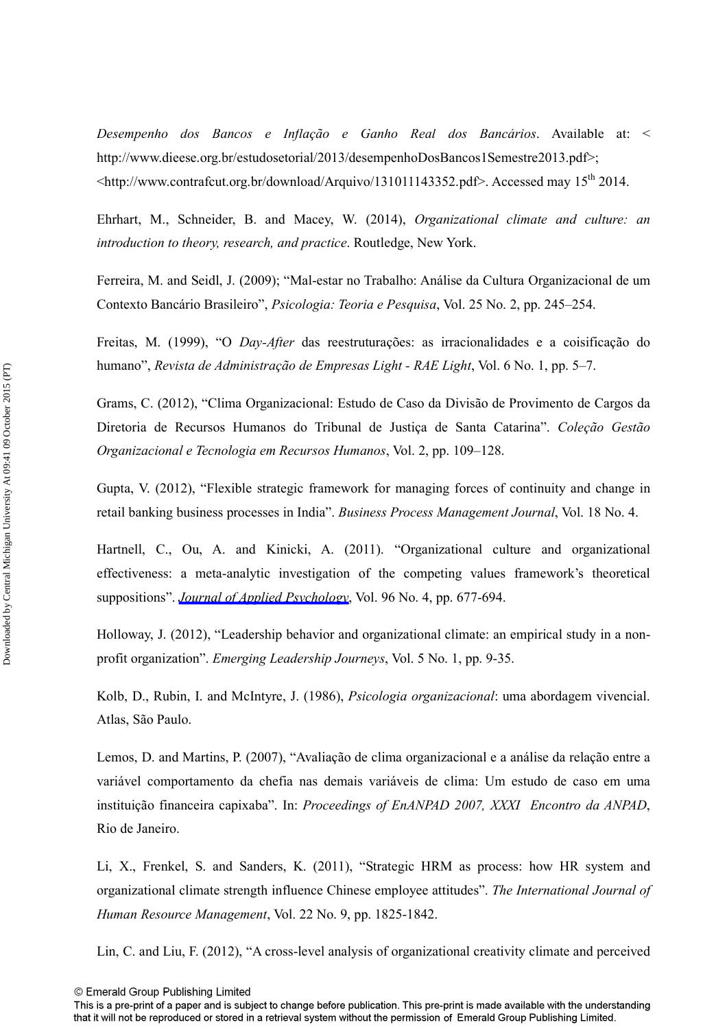*Desempenho dos Bancos e Inflação e Ganho Real dos Bancários*. Available at: < http://www.dieese.org.br/estudosetorial/2013/desempenhoDosBancos1Semestre2013.pdf>; <http://www.contrafcut.org.br/download/Arquivo/131011143352.pdf>. Accessed may 15th 2014.

Ehrhart, M., Schneider, B. and Macey, W. (2014), *Organizational climate and culture: an introduction to theory, research, and practice*. Routledge, New York.

Ferreira, M. and Seidl, J. (2009); "Mal-estar no Trabalho: Análise da Cultura Organizacional de um Contexto Bancário Brasileiro", *Psicologia: Teoria e Pesquisa*, Vol. 25 No. 2, pp. 245–254.

Freitas, M. (1999), "O *Day-After* das reestruturações: as irracionalidades e a coisificação do humano", *Revista de Administração de Empresas Light - RAE Light*, Vol. 6 No. 1, pp. 5–7.

Grams, C. (2012), "Clima Organizacional: Estudo de Caso da Divisão de Provimento de Cargos da Diretoria de Recursos Humanos do Tribunal de Justiça de Santa Catarina". *Coleção Gestão Organizacional e Tecnologia em Recursos Humanos*, Vol. 2, pp. 109–128.

Gupta, V. (2012), "Flexible strategic framework for managing forces of continuity and change in retail banking business processes in India". *Business Process Management Journal*, Vol. 18 No. 4.

Hartnell, C., Ou, A. and Kinicki, A. (2011). "Organizational culture and organizational effectiveness: a meta-analytic investigation of the competing values framework's theoretical suppositions". *Journal of Applied Psychology*, Vol. 96 No. 4, pp. 677-694.

Holloway, J. (2012), "Leadership behavior and organizational climate: an empirical study in a non-profit organization". *Emerging Leadership Journeys*, Vol. 5 No. 1, pp. 9-35.

Kolb, D., Rubin, I. and McIntyre, J. (1986), *Psicologia organizacional*: uma abordagem vivencial. Atlas, São Paulo.

Lemos, D. and Martins, P. (2007), "Avaliação de clima organizacional e a análise da relação entre a variável comportamento da chefia nas demais variáveis de clima: Um estudo de caso em uma instituição financeira capixaba". In: *Proceedings of EnANPAD 2007, XXXI Encontro da ANPAD*, Rio de Janeiro.

Li, X., Frenkel, S. and Sanders, K. (2011), "Strategic HRM as process: how HR system and organizational climate strength influence Chinese employee attitudes". *The International Journal of Human Resource Management*, Vol. 22 No. 9, pp. 1825-1842.

Lin, C. and Liu, F. (2012), "A cross-level analysis of organizational creativity climate and perceived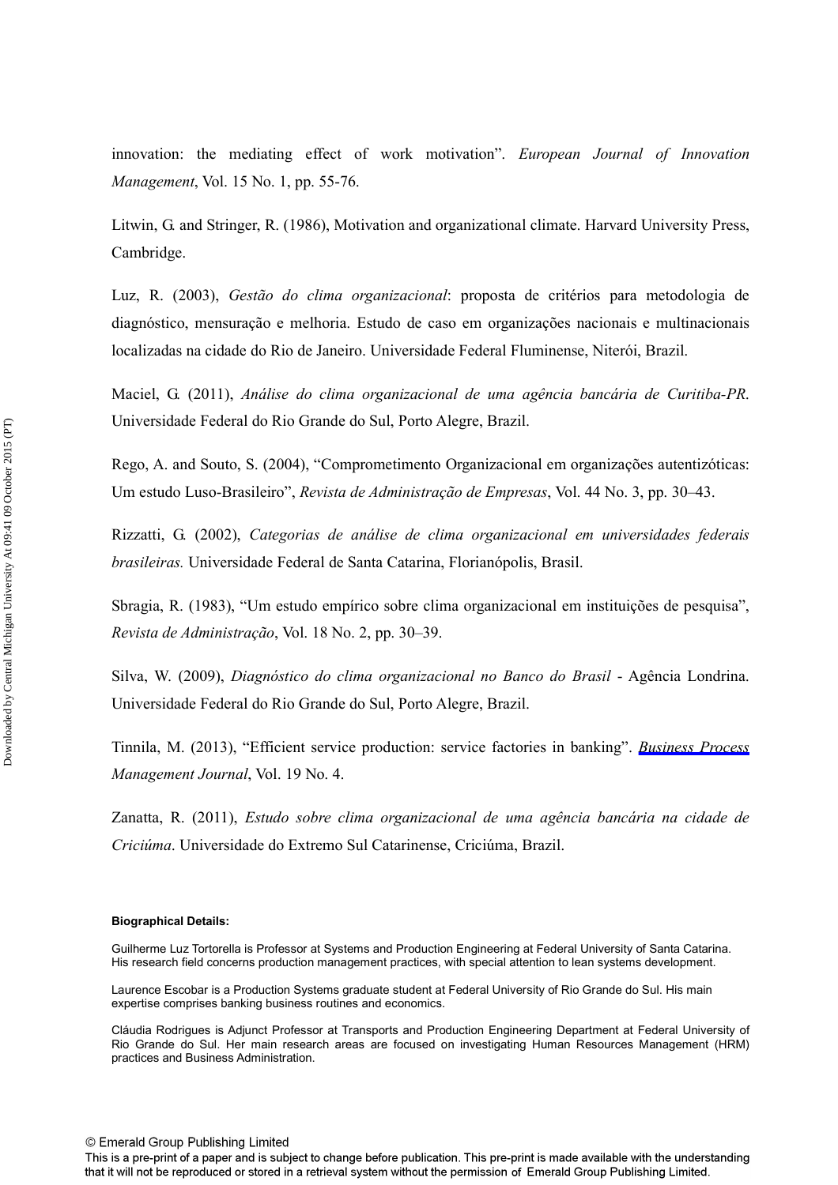innovation: the mediating effect of work motivation". *European Journal of Innovation Management*, Vol. 15 No. 1, pp. 55-76.

Litwin, G. and Stringer, R. (1986), Motivation and organizational climate. Harvard University Press, Cambridge.

Luz, R. (2003), *Gestão do clima organizacional*: proposta de critérios para metodologia de diagnóstico, mensuração e melhoria. Estudo de caso em organizações nacionais e multinacionais localizadas na cidade do Rio de Janeiro. Universidade Federal Fluminense, Niterói, Brazil.

Maciel, G. (2011), *Análise do clima organizacional de uma agência bancária de Curitiba-PR*. Universidade Federal do Rio Grande do Sul, Porto Alegre, Brazil.

Rego, A. and Souto, S. (2004), "Comprometimento Organizacional em organizações autentizóticas: Um estudo Luso-Brasileiro", *Revista de Administração de Empresas*, Vol. 44 No. 3, pp. 30–43.

Rizzatti, G. (2002), *Categorias de análise de clima organizacional em universidades federais brasileiras.* Universidade Federal de Santa Catarina, Florianópolis, Brasil.

Sbragia, R. (1983), "Um estudo empírico sobre clima organizacional em instituições de pesquisa", *Revista de Administração*, Vol. 18 No. 2, pp. 30–39.

Silva, W. (2009), *Diagnóstico do clima organizacional no Banco do Brasil* - Agência Londrina. Universidade Federal do Rio Grande do Sul, Porto Alegre, Brazil.

Tinnila, M. (2013), "Efficient service production: service factories in banking". *Business Process Management Journal*, Vol. 19 No. 4.

Zanatta, R. (2011), *Estudo sobre clima organizacional de uma agência bancária na cidade de Criciúma*. Universidade do Extremo Sul Catarinense, Criciúma, Brazil.

**Biographical Details:**

Guilherme Luz Tortorella is Professor at Systems and Production Engineering at Federal University of Santa Catarina. His research field concerns production management practices, with special attention to lean systems development.

Laurence Escobar is a Production Systems graduate student at Federal University of Rio Grande do Sul. His main expertise comprises banking business routines and economics.

Cláudia Rodrigues is Adjunct Professor at Transports and Production Engineering Department at Federal University of Rio Grande do Sul. Her main research areas are focused on investigating Human Resources Management (HRM) practices and Business Administration.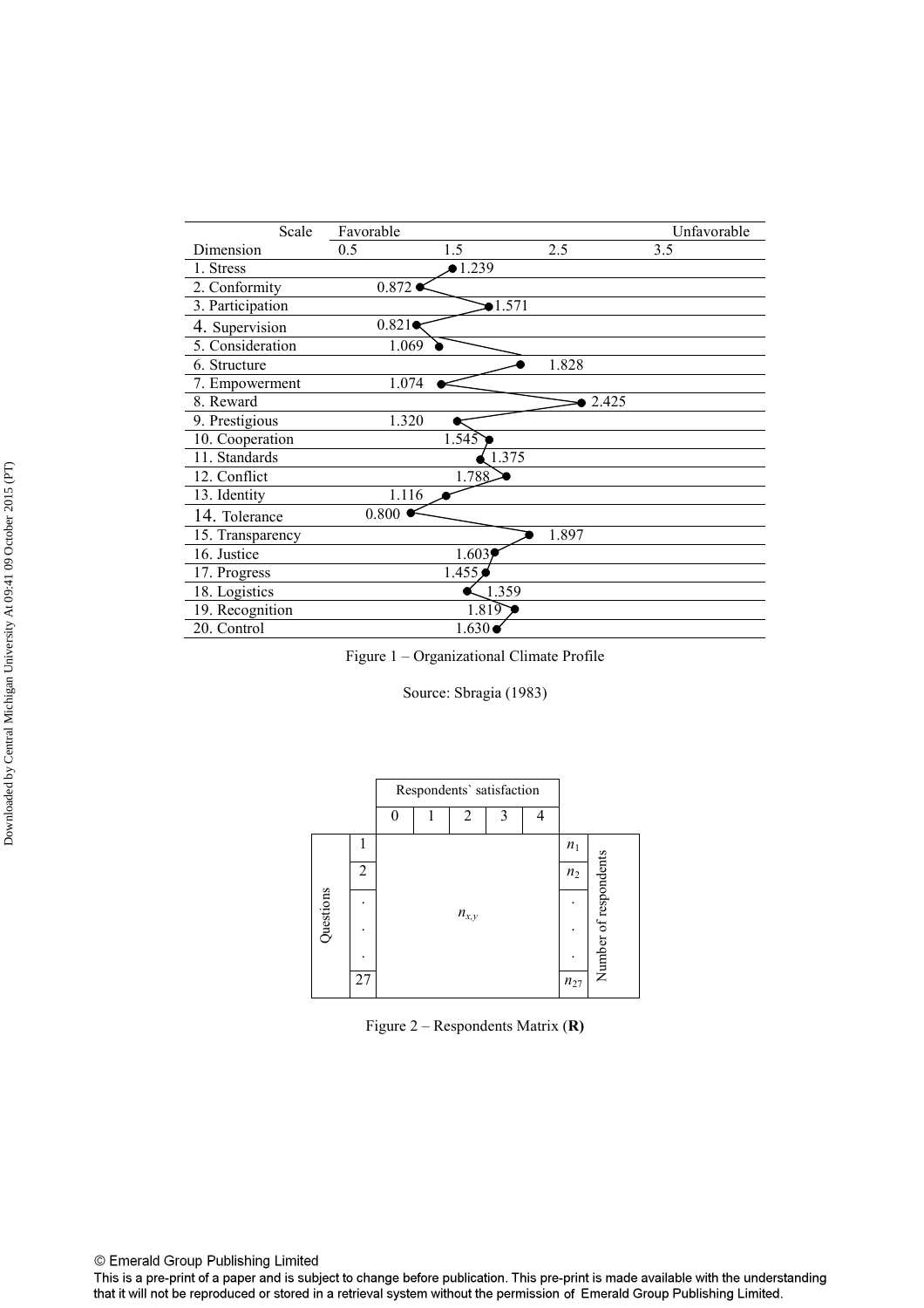| Scale | Favorable | | | Unfavorable |
|---|---|---|---|---|
| Dimension | 0.5 | 1.5 | 2.5 | 3.5 |
| 1. Stress | | 1.239 | | |
| 2. Conformity | 0.872 | | | |
| 3. Participation | | 1.571 | | |
| 4. Supervision | 0.821 | | | |
| 5. Consideration | 1.069 | | | |
| 6. Structure | | 1.828 | | |
| 7. Empowerment | 1.074 | | | |
| 8. Reward | | | 2.425 | |
| 9. Prestigious | | 1.320 | | |
| 10. Cooperation | | 1.545 | | |
| 11. Standards | | 1.375 | | |
| 12. Conflict | | 1.788 | | |
| 13. Identity | 1.116 | | | |
| 14. Tolerance | 0.800 | | | |
| 15. Transparency | | 1.897 | | |
| 16. Justice | | 1.603 | | |
| 17. Progress | | 1.455 | | |
| 18. Logistics | | 1.359 | | |
| 19. Recognition | | 1.819 | | |
| 20. Control | | 1.630 | | |

Figure 1 – Organizational Climate Profile

Source: Sbragia (1983)

| | | Respondents` satisfaction | | | | | | |
|---|---|---|---|---|---|---|---|---|
| | | 0 | 1 | 2 | 3 | 4 | | |
| Questions | 1 | | | | | | $n_1$ | Number of respondents |
| | 2 | | | | | | $n_2$ | |
| | . | | | $n_{x,y}$ | | | . | |
| | . | | | | | | . | |
| | . | | | | | | . | |
| | 27 | | | | | | $n_{27}$ | |

Figure 2 – Respondents Matrix (**R**)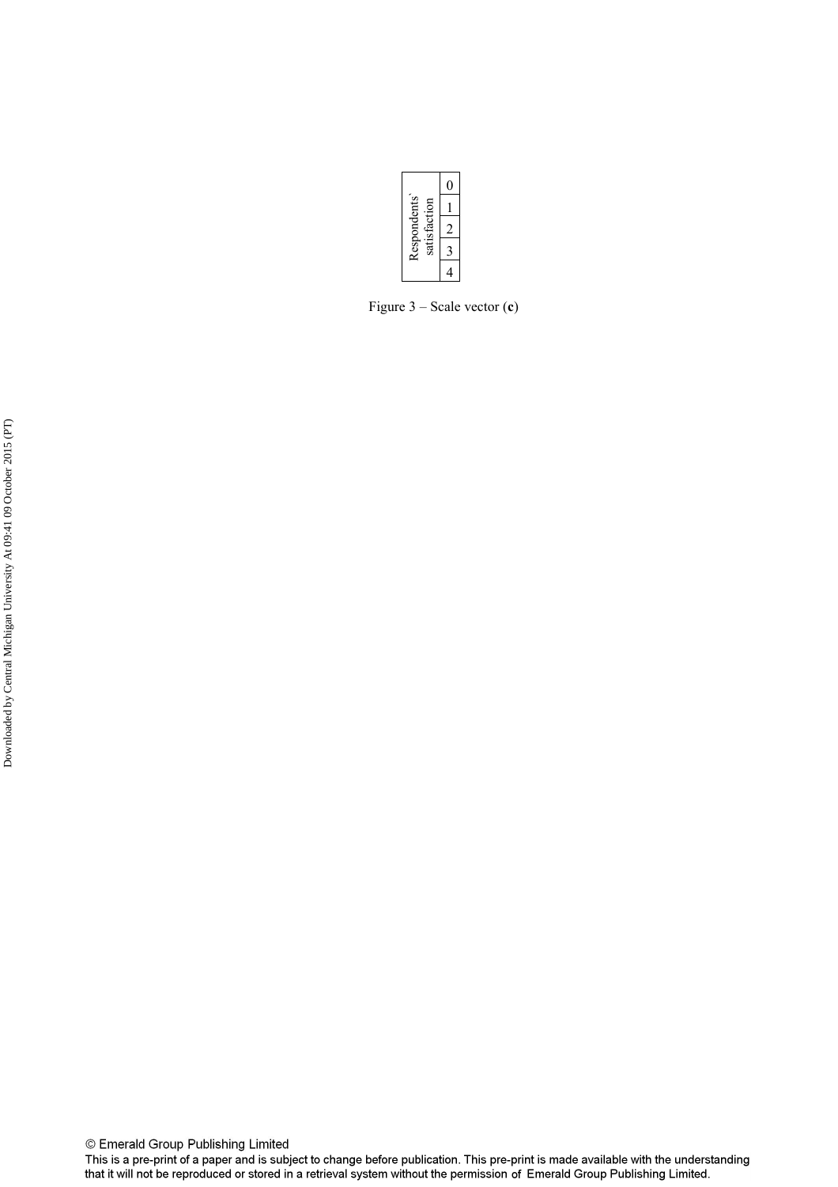| Respondents' satisfaction |
| --- |
| 0 |
| 1 |
| 2 |
| 3 |
| 4 |

Figure 3 – Scale vector (**c**)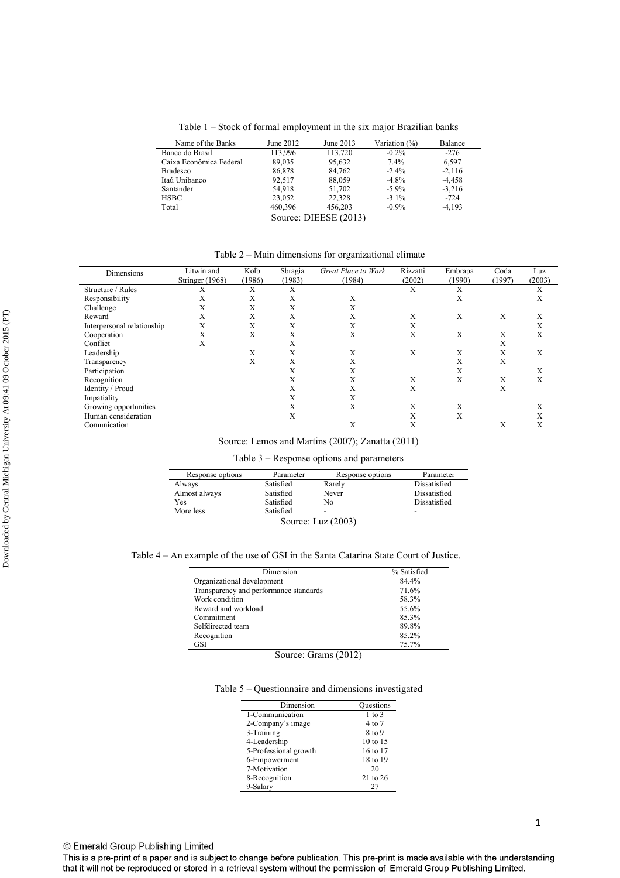Table 1 – Stock of formal employment in the six major Brazilian banks

| Name of the Banks | June 2012 | June 2013 | Variation (%) | Balance |
|---|---|---|---|---|
| Banco do Brasil | 113,996 | 113,720 | -0.2% | -276 |
| Caixa Econômica Federal | 89,035 | 95,632 | 7.4% | 6,597 |
| Bradesco | 86,878 | 84,762 | -2.4% | -2,116 |
| Itaú Unibanco | 92,517 | 88,059 | -4.8% | -4,458 |
| Santander | 54,918 | 51,702 | -5.9% | -3,216 |
| HSBC | 23,052 | 22,328 | -3.1% | -724 |
| Total | 460,396 | 456,203 | -0.9% | -4,193 |

Source: DIEESE (2013)

Table 2 – Main dimensions for organizational climate

| Dimensions | Litwin and Stringer (1968) | Kolb (1986) | Sbragia (1983) | *Great Place to Work* (1984) | Rizzatti (2002) | Embrapa (1990) | Coda (1997) | Luz (2003) |
|---|---|---|---|---|---|---|---|---|
| Structure / Rules | X | X | X | | X | X | | X |
| Responsibility | X | X | X | X | | X | | X |
| Challenge | X | X | X | X | | | | |
| Reward | X | X | X | X | X | X | X | X |
| Interpersonal relationship | X | X | X | X | X | | | X |
| Cooperation | X | X | X | X | X | X | X | X |
| Conflict | X | | X | | | | X | |
| Leadership | | X | X | X | X | X | X | X |
| Transparency | | X | X | X | | X | X | |
| Participation | | | X | X | | X | | X |
| Recognition | | | X | X | X | X | X | X |
| Identity / Proud | | | X | X | X | | X | |
| Impatiality | | | X | X | | | | |
| Growing opportunities | | | X | X | X | X | | X |
| Human consideration | | | X | | X | X | | X |
| Comunication | | | | X | X | | X | X |

Source: Lemos and Martins (2007); Zanatta (2011)

Table 3 – Response options and parameters

| Response options | Parameter | Response options | Parameter |
|---|---|---|---|
| Always | Satisfied | Rarely | Dissatisfied |
| Almost always | Satisfied | Never | Dissatisfied |
| Yes | Satisfied | No | Dissatisfied |
| More less | Satisfied | - | - |

Source: Luz (2003)

Table 4 – An example of the use of GSI in the Santa Catarina State Court of Justice.

| Dimension | % Satisfied |
|---|---|
| Organizational development | 84.4% |
| Transparency and performance standards | 71.6% |
| Work condition | 58.3% |
| Reward and workload | 55.6% |
| Commitment | 85.3% |
| Selfdirected team | 89.8% |
| Recognition | 85.2% |
| GSI | 75.7% |

Source: Grams (2012)

Table 5 – Questionnaire and dimensions investigated

| Dimension | Questions |
|---|---|
| 1-Communication | 1 to 3 |
| 2-Company`s image | 4 to 7 |
| 3-Training | 8 to 9 |
| 4-Leadership | 10 to 15 |
| 5-Professional growth | 16 to 17 |
| 6-Empowerment | 18 to 19 |
| 7-Motivation | 20 |
| 8-Recognition | 21 to 26 |
| 9-Salary | 27 |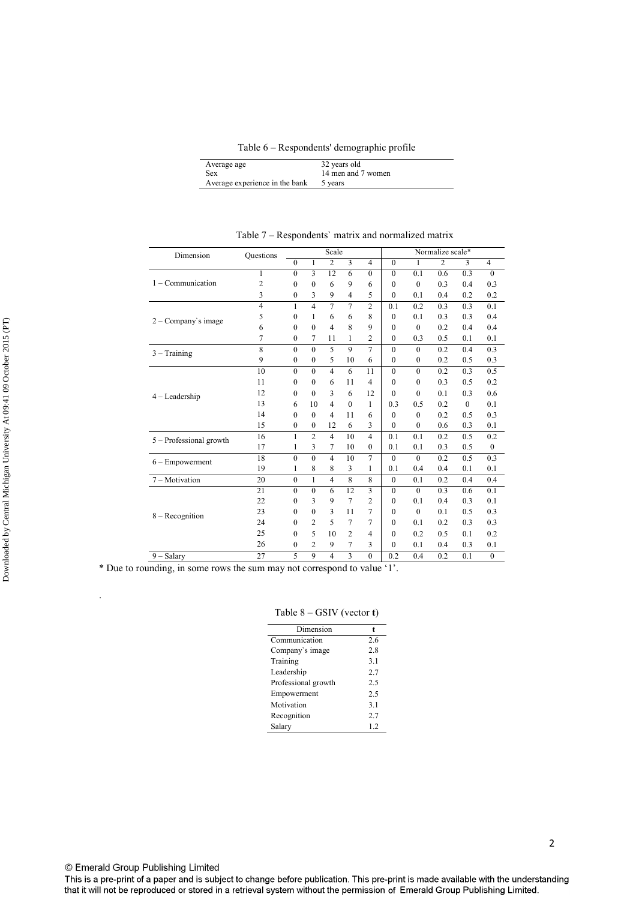Table 6 – Respondents' demographic profile

| | |
|---|---|
| Average age | 32 years old |
| Sex | 14 men and 7 women |
| Average experience in the bank | 5 years |

Table 7 – Respondents` matrix and normalized matrix

| Dimension | Questions | Scale | | | | | Normalize scale* | | | | |
|---|---|---|---|---|---|---|---|---|---|---|---|
| | | 0 | 1 | 2 | 3 | 4 | 0 | 1 | 2 | 3 | 4 |
| 1 – Communication | 1 | 0 | 3 | 12 | 6 | 0 | 0 | 0.1 | 0.6 | 0.3 | 0 |
| | 2 | 0 | 0 | 6 | 9 | 6 | 0 | 0 | 0.3 | 0.4 | 0.3 |
| | 3 | 0 | 3 | 9 | 4 | 5 | 0 | 0.1 | 0.4 | 0.2 | 0.2 |
| 2 – Company`s image | 4 | 1 | 4 | 7 | 7 | 2 | 0.1 | 0.2 | 0.3 | 0.3 | 0.1 |
| | 5 | 0 | 1 | 6 | 6 | 8 | 0 | 0.1 | 0.3 | 0.3 | 0.4 |
| | 6 | 0 | 0 | 4 | 8 | 9 | 0 | 0 | 0.2 | 0.4 | 0.4 |
| | 7 | 0 | 7 | 11 | 1 | 2 | 0 | 0.3 | 0.5 | 0.1 | 0.1 |
| 3 – Training | 8 | 0 | 0 | 5 | 9 | 7 | 0 | 0 | 0.2 | 0.4 | 0.3 |
| | 9 | 0 | 0 | 5 | 10 | 6 | 0 | 0 | 0.2 | 0.5 | 0.3 |
| 4 – Leadership | 10 | 0 | 0 | 4 | 6 | 11 | 0 | 0 | 0.2 | 0.3 | 0.5 |
| | 11 | 0 | 0 | 6 | 11 | 4 | 0 | 0 | 0.3 | 0.5 | 0.2 |
| | 12 | 0 | 0 | 3 | 6 | 12 | 0 | 0 | 0.1 | 0.3 | 0.6 |
| | 13 | 6 | 10 | 4 | 0 | 1 | 0.3 | 0.5 | 0.2 | 0 | 0.1 |
| | 14 | 0 | 0 | 4 | 11 | 6 | 0 | 0 | 0.2 | 0.5 | 0.3 |
| | 15 | 0 | 0 | 12 | 6 | 3 | 0 | 0 | 0.6 | 0.3 | 0.1 |
| 5 – Professional growth | 16 | 1 | 2 | 4 | 10 | 4 | 0.1 | 0.1 | 0.2 | 0.5 | 0.2 |
| | 17 | 1 | 3 | 7 | 10 | 0 | 0.1 | 0.1 | 0.3 | 0.5 | 0 |
| 6 – Empowerment | 18 | 0 | 0 | 4 | 10 | 7 | 0 | 0 | 0.2 | 0.5 | 0.3 |
| | 19 | 1 | 8 | 8 | 3 | 1 | 0.1 | 0.4 | 0.4 | 0.1 | 0.1 |
| 7 – Motivation | 20 | 0 | 1 | 4 | 8 | 8 | 0 | 0.1 | 0.2 | 0.4 | 0.4 |
| 8 – Recognition | 21 | 0 | 0 | 6 | 12 | 3 | 0 | 0 | 0.3 | 0.6 | 0.1 |
| | 22 | 0 | 3 | 9 | 7 | 2 | 0 | 0.1 | 0.4 | 0.3 | 0.1 |
| | 23 | 0 | 0 | 3 | 11 | 7 | 0 | 0 | 0.1 | 0.5 | 0.3 |
| | 24 | 0 | 2 | 5 | 7 | 7 | 0 | 0.1 | 0.2 | 0.3 | 0.3 |
| | 25 | 0 | 5 | 10 | 2 | 4 | 0 | 0.2 | 0.5 | 0.1 | 0.2 |
| | 26 | 0 | 2 | 9 | 7 | 3 | 0 | 0.1 | 0.4 | 0.3 | 0.1 |
| 9 – Salary | 27 | 5 | 9 | 4 | 3 | 0 | 0.2 | 0.4 | 0.2 | 0.1 | 0 |

* Due to rounding, in some rows the sum may not correspond to value '1'.

Table 8 – GSIV (vector **t**)

| Dimension | **t** |
|---|---|
| Communication | 2.6 |
| Company`s image | 2.8 |
| Training | 3.1 |
| Leadership | 2.7 |
| Professional growth | 2.5 |
| Empowerment | 2.5 |
| Motivation | 3.1 |
| Recognition | 2.7 |
| Salary | 1.2 |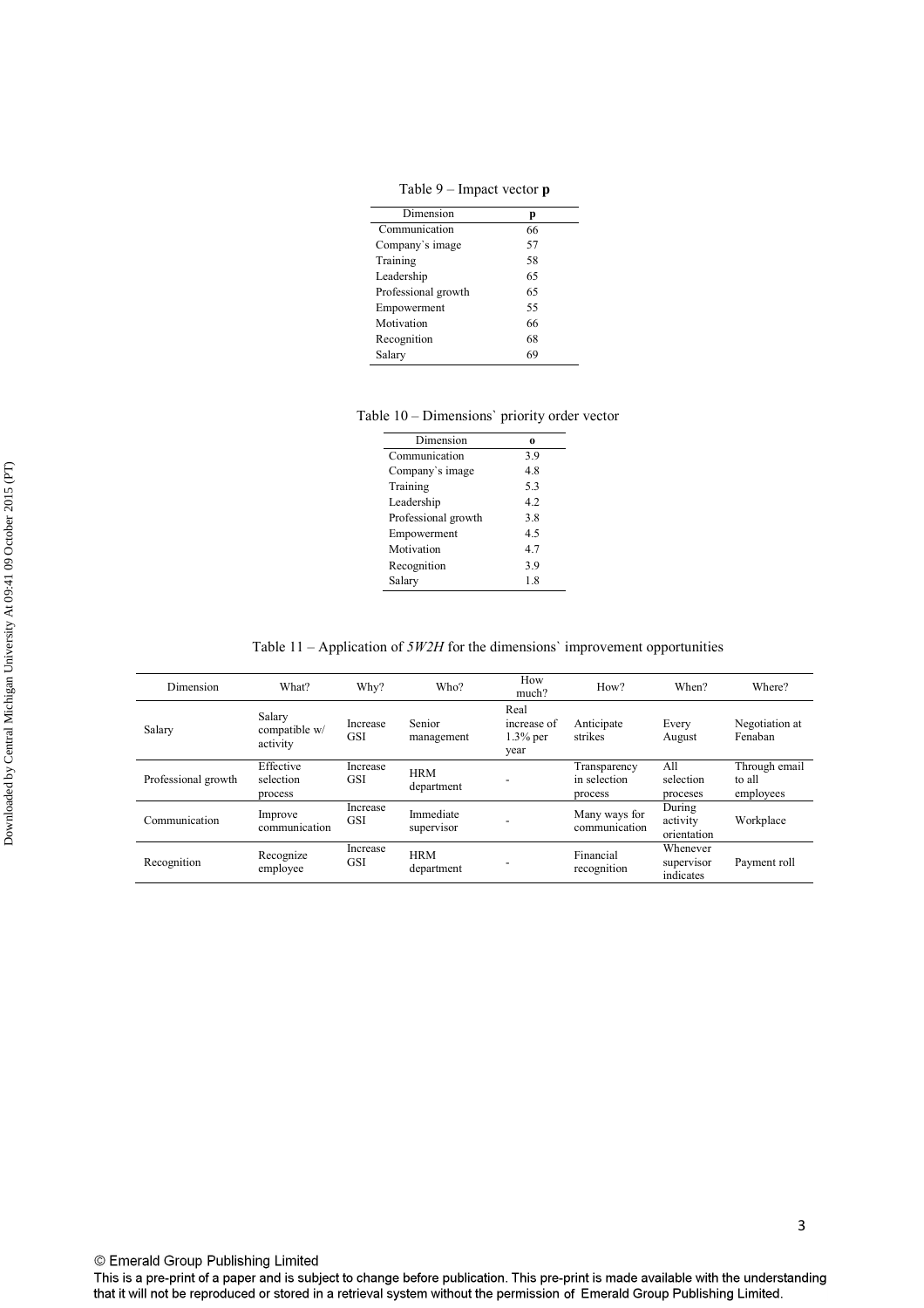Table 9 – Impact vector **p**

| Dimension | p |
|---|---|
| Communication | 66 |
| Company`s image | 57 |
| Training | 58 |
| Leadership | 65 |
| Professional growth | 65 |
| Empowerment | 55 |
| Motivation | 66 |
| Recognition | 68 |
| Salary | 69 |

Table 10 – Dimensions` priority order vector

| Dimension | o |
|---|---|
| Communication | 3.9 |
| Company`s image | 4.8 |
| Training | 5.3 |
| Leadership | 4.2 |
| Professional growth | 3.8 |
| Empowerment | 4.5 |
| Motivation | 4.7 |
| Recognition | 3.9 |
| Salary | 1.8 |

Table 11 – Application of *5W2H* for the dimensions` improvement opportunities

| Dimension | What? | Why? | Who? | How much? | How? | When? | Where? |
|---|---|---|---|---|---|---|---|
| Salary | Salary compatible w/ activity | Increase GSI | Senior management | Real increase of 1.3% per year | Anticipate strikes | Every August | Negotiation at Fenaban |
| Professional growth | Effective selection process | Increase GSI | HRM department | - | Transparency in selection process | All selection proceses | Through email to all employees |
| Communication | Improve communication | Increase GSI | Immediate supervisor | - | Many ways for communication | During activity orientation | Workplace |
| Recognition | Recognize employee | Increase GSI | HRM department | - | Financial recognition | Whenever supervisor indicates | Payment roll |